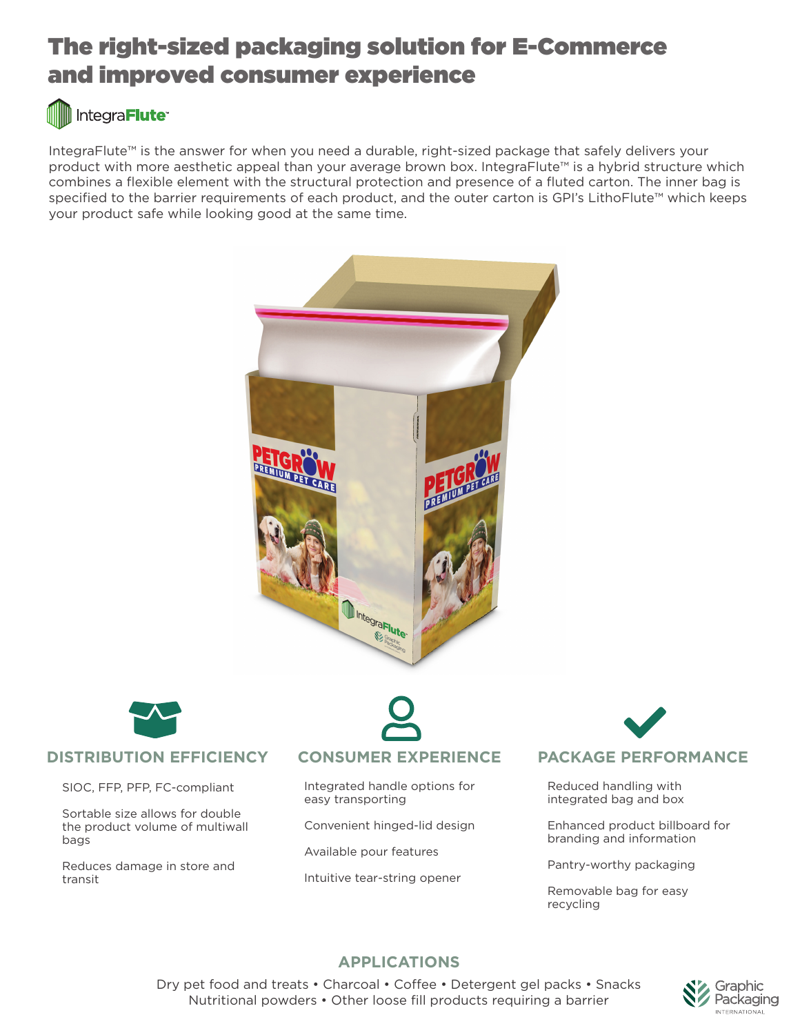# The right-sized packaging solution for E-Commerce and improved consumer experience

IntegraFlute™

IntegraFlute™ is the answer for when you need a durable, right-sized package that safely delivers your product with more aesthetic appeal than your average brown box. IntegraFlute™ is a hybrid structure which combines a flexible element with the structural protection and presence of a fluted carton. The inner bag is specified to the barrier requirements of each product, and the outer carton is GPI's LithoFlute™ which keeps your product safe while looking good at the same time.

## DISTRIBUTION EFFICIENCY

- SIOC, FFP, PFP, FC-compliant
- Sortable size allows for double the product volume of multiwall bags
- Reduces damage in store and transit

## CONSUMER EXPERIENCE

- Integrated handle options for easy transporting
- Convenient hinged-lid design
- Available pour features
- Intuitive tear-string opener

## PACKAGE PERFORMANCE

- Reduced handling with integrated bag and box
- Enhanced product billboard for branding and information
- Pantry-worthy packaging
- Removable bag for easy recycling

## APPLICATIONS

Dry pet food and treats • Charcoal • Coffee • Detergent gel packs • Snacks
Nutritional powders • Other loose fill products requiring a barrier

Graphic Packaging International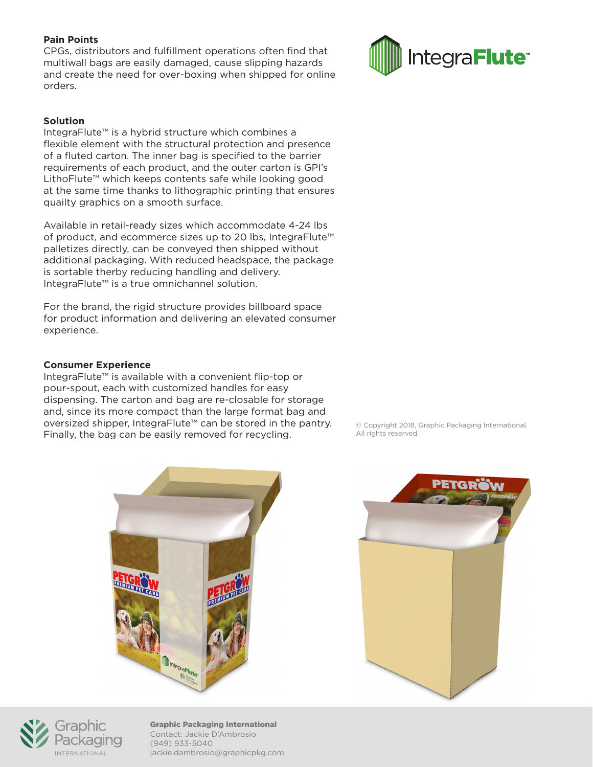## Pain Points

CPGs, distributors and fulfillment operations often find that multiwall bags are easily damaged, cause slipping hazards and create the need for over-boxing when shipped for online orders.

## Solution

IntegraFlute™ is a hybrid structure which combines a flexible element with the structural protection and presence of a fluted carton. The inner bag is specified to the barrier requirements of each product, and the outer carton is GPI's LithoFlute™ which keeps contents safe while looking good at the same time thanks to lithographic printing that ensures quailty graphics on a smooth surface.

Available in retail-ready sizes which accommodate 4-24 lbs of product, and ecommerce sizes up to 20 lbs, IntegraFlute™ palletizes directly, can be conveyed then shipped without additional packaging. With reduced headspace, the package is sortable therby reducing handling and delivery. IntegraFlute™ is a true omnichannel solution.

For the brand, the rigid structure provides billboard space for product information and delivering an elevated consumer experience.

## Consumer Experience

IntegraFlute™ is available with a convenient flip-top or pour-spout, each with customized handles for easy dispensing. The carton and bag are re-closable for storage and, since its more compact than the large format bag and oversized shipper, IntegraFlute™ can be stored in the pantry. Finally, the bag can be easily removed for recycling.

© Copyright 2018, Graphic Packaging International. All rights reserved.

**Graphic Packaging International**
Contact: Jackie D'Ambrosio
(949) 933-5040
jackie.dambrosio@graphicpkg.com